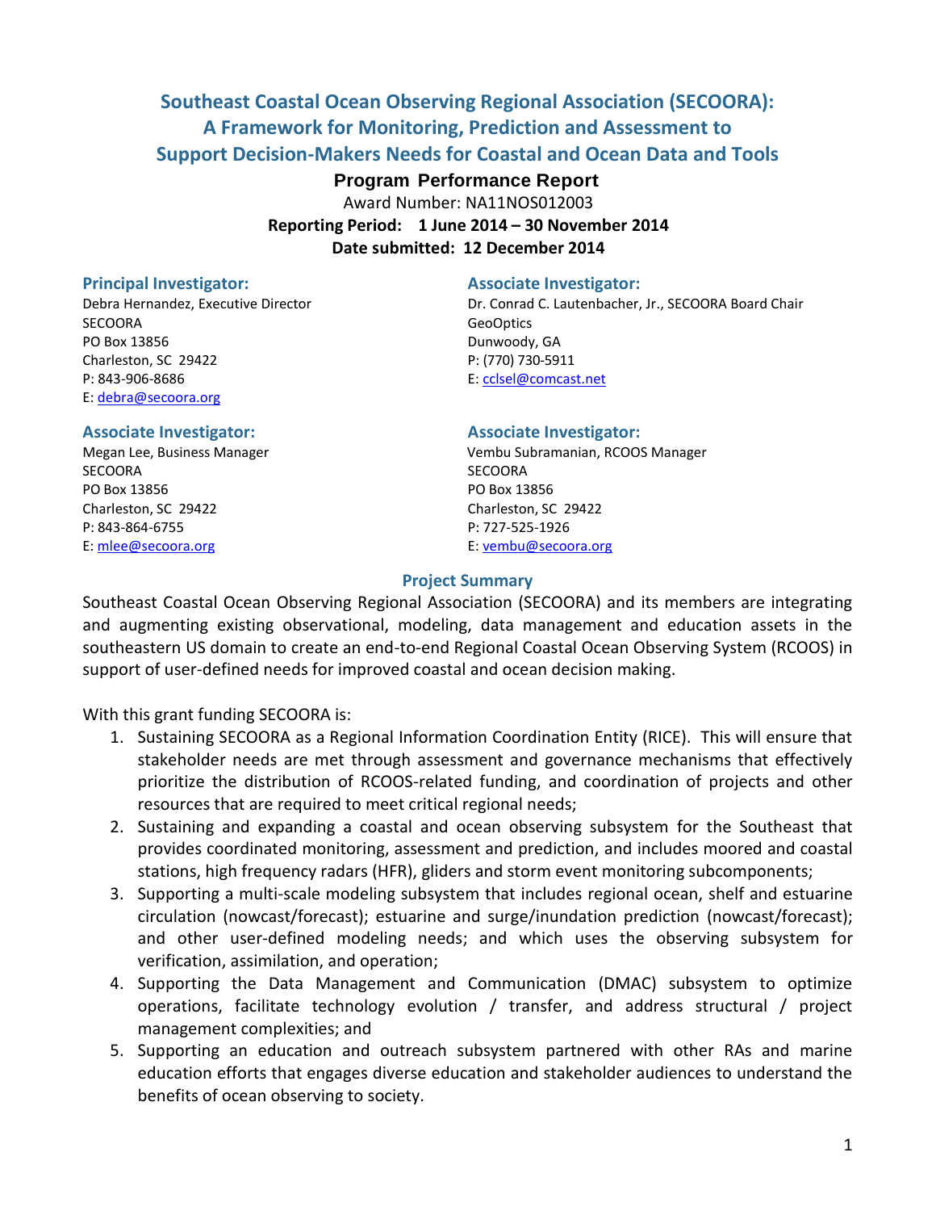# Southeast Coastal Ocean Observing Regional Association (SECOORA): A Framework for Monitoring, Prediction and Assessment to Support Decision-Makers Needs for Coastal and Ocean Data and Tools

## Program Performance Report

Award Number: NA11NOS012003

**Reporting Period: 1 June 2014 – 30 November 2014**

**Date submitted: 12 December 2014**

### Principal Investigator:

Debra Hernandez, Executive Director
SECOORA
PO Box 13856
Charleston, SC 29422
P: 843-906-8686
E: debra@secoora.org

### Associate Investigator:

Dr. Conrad C. Lautenbacher, Jr., SECOORA Board Chair
GeoOptics
Dunwoody, GA
P: (770) 730-5911
E: cclsel@comcast.net

### Associate Investigator:

Megan Lee, Business Manager
SECOORA
PO Box 13856
Charleston, SC 29422
P: 843-864-6755
E: mlee@secoora.org

### Associate Investigator:

Vembu Subramanian, RCOOS Manager
SECOORA
PO Box 13856
Charleston, SC 29422
P: 727-525-1926
E: vembu@secoora.org

### Project Summary

Southeast Coastal Ocean Observing Regional Association (SECOORA) and its members are integrating and augmenting existing observational, modeling, data management and education assets in the southeastern US domain to create an end-to-end Regional Coastal Ocean Observing System (RCOOS) in support of user-defined needs for improved coastal and ocean decision making.

With this grant funding SECOORA is:

1. Sustaining SECOORA as a Regional Information Coordination Entity (RICE). This will ensure that stakeholder needs are met through assessment and governance mechanisms that effectively prioritize the distribution of RCOOS-related funding, and coordination of projects and other resources that are required to meet critical regional needs;
2. Sustaining and expanding a coastal and ocean observing subsystem for the Southeast that provides coordinated monitoring, assessment and prediction, and includes moored and coastal stations, high frequency radars (HFR), gliders and storm event monitoring subcomponents;
3. Supporting a multi-scale modeling subsystem that includes regional ocean, shelf and estuarine circulation (nowcast/forecast); estuarine and surge/inundation prediction (nowcast/forecast); and other user-defined modeling needs; and which uses the observing subsystem for verification, assimilation, and operation;
4. Supporting the Data Management and Communication (DMAC) subsystem to optimize operations, facilitate technology evolution / transfer, and address structural / project management complexities; and
5. Supporting an education and outreach subsystem partnered with other RAs and marine education efforts that engages diverse education and stakeholder audiences to understand the benefits of ocean observing to society.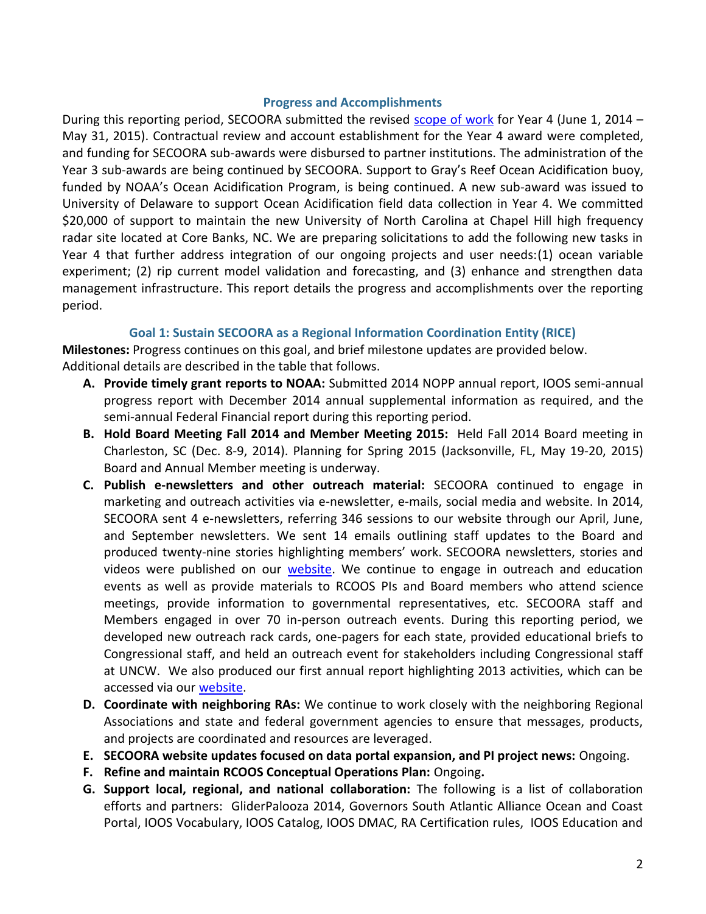## Progress and Accomplishments

During this reporting period, SECOORA submitted the revised scope of work for Year 4 (June 1, 2014 – May 31, 2015). Contractual review and account establishment for the Year 4 award were completed, and funding for SECOORA sub-awards were disbursed to partner institutions. The administration of the Year 3 sub-awards are being continued by SECOORA. Support to Gray's Reef Ocean Acidification buoy, funded by NOAA's Ocean Acidification Program, is being continued. A new sub-award was issued to University of Delaware to support Ocean Acidification field data collection in Year 4. We committed $20,000 of support to maintain the new University of North Carolina at Chapel Hill high frequency radar site located at Core Banks, NC. We are preparing solicitations to add the following new tasks in Year 4 that further address integration of our ongoing projects and user needs:(1) ocean variable experiment; (2) rip current model validation and forecasting, and (3) enhance and strengthen data management infrastructure. This report details the progress and accomplishments over the reporting period.

### Goal 1: Sustain SECOORA as a Regional Information Coordination Entity (RICE)

**Milestones:** Progress continues on this goal, and brief milestone updates are provided below. Additional details are described in the table that follows.

- **A. Provide timely grant reports to NOAA:** Submitted 2014 NOPP annual report, IOOS semi-annual progress report with December 2014 annual supplemental information as required, and the semi-annual Federal Financial report during this reporting period.
- **B. Hold Board Meeting Fall 2014 and Member Meeting 2015:** Held Fall 2014 Board meeting in Charleston, SC (Dec. 8-9, 2014). Planning for Spring 2015 (Jacksonville, FL, May 19-20, 2015) Board and Annual Member meeting is underway.
- **C. Publish e-newsletters and other outreach material:** SECOORA continued to engage in marketing and outreach activities via e-newsletter, e-mails, social media and website. In 2014, SECOORA sent 4 e-newsletters, referring 346 sessions to our website through our April, June, and September newsletters. We sent 14 emails outlining staff updates to the Board and produced twenty-nine stories highlighting members' work. SECOORA newsletters, stories and videos were published on our website. We continue to engage in outreach and education events as well as provide materials to RCOOS PIs and Board members who attend science meetings, provide information to governmental representatives, etc. SECOORA staff and Members engaged in over 70 in-person outreach events. During this reporting period, we developed new outreach rack cards, one-pagers for each state, provided educational briefs to Congressional staff, and held an outreach event for stakeholders including Congressional staff at UNCW. We also produced our first annual report highlighting 2013 activities, which can be accessed via our website.
- **D. Coordinate with neighboring RAs:** We continue to work closely with the neighboring Regional Associations and state and federal government agencies to ensure that messages, products, and projects are coordinated and resources are leveraged.
- **E. SECOORA website updates focused on data portal expansion, and PI project news:** Ongoing.
- **F. Refine and maintain RCOOS Conceptual Operations Plan:** Ongoing**.**
- **G. Support local, regional, and national collaboration:** The following is a list of collaboration efforts and partners: GliderPalooza 2014, Governors South Atlantic Alliance Ocean and Coast Portal, IOOS Vocabulary, IOOS Catalog, IOOS DMAC, RA Certification rules, IOOS Education and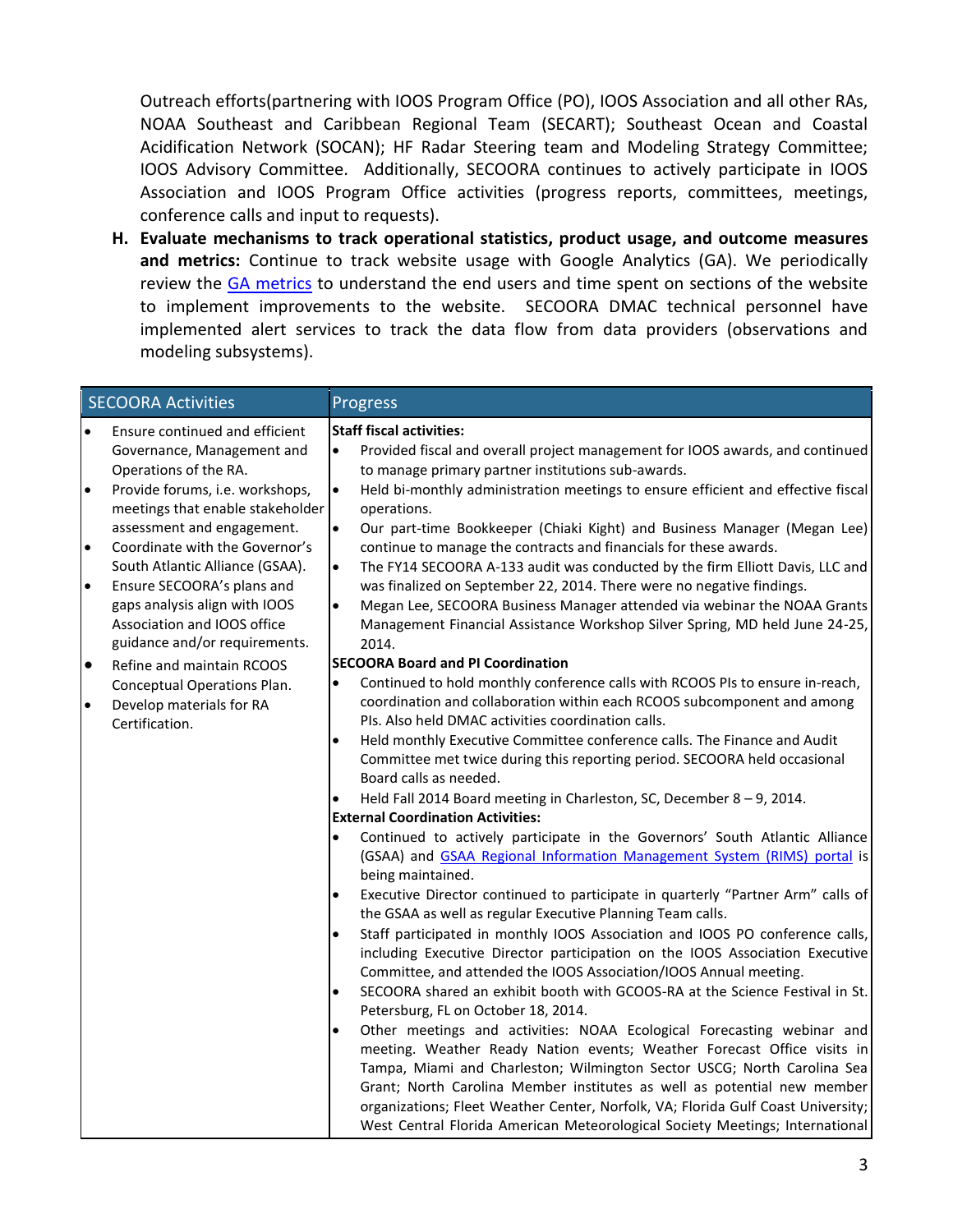Outreach efforts(partnering with IOOS Program Office (PO), IOOS Association and all other RAs, NOAA Southeast and Caribbean Regional Team (SECART); Southeast Ocean and Coastal Acidification Network (SOCAN); HF Radar Steering team and Modeling Strategy Committee; IOOS Advisory Committee. Additionally, SECOORA continues to actively participate in IOOS Association and IOOS Program Office activities (progress reports, committees, meetings, conference calls and input to requests).

**H. Evaluate mechanisms to track operational statistics, product usage, and outcome measures and metrics:** Continue to track website usage with Google Analytics (GA). We periodically review the GA metrics to understand the end users and time spent on sections of the website to implement improvements to the website. SECOORA DMAC technical personnel have implemented alert services to track the data flow from data providers (observations and modeling subsystems).

| SECOORA Activities | Progress |
|---|---|
| • Ensure continued and efficient Governance, Management and Operations of the RA.<br>• Provide forums, i.e. workshops, meetings that enable stakeholder assessment and engagement.<br>• Coordinate with the Governor's South Atlantic Alliance (GSAA).<br>• Ensure SECOORA's plans and gaps analysis align with IOOS Association and IOOS office guidance and/or requirements.<br>• Refine and maintain RCOOS Conceptual Operations Plan.<br>• Develop materials for RA Certification. | **Staff fiscal activities:**<br>• Provided fiscal and overall project management for IOOS awards, and continued to manage primary partner institutions sub-awards.<br>• Held bi-monthly administration meetings to ensure efficient and effective fiscal operations.<br>• Our part-time Bookkeeper (Chiaki Kight) and Business Manager (Megan Lee) continue to manage the contracts and financials for these awards.<br>• The FY14 SECOORA A-133 audit was conducted by the firm Elliott Davis, LLC and was finalized on September 22, 2014. There were no negative findings.<br>• Megan Lee, SECOORA Business Manager attended via webinar the NOAA Grants Management Financial Assistance Workshop Silver Spring, MD held June 24-25, 2014.<br>**SECOORA Board and PI Coordination**<br>• Continued to hold monthly conference calls with RCOOS PIs to ensure in-reach, coordination and collaboration within each RCOOS subcomponent and among PIs. Also held DMAC activities coordination calls.<br>• Held monthly Executive Committee conference calls. The Finance and Audit Committee met twice during this reporting period. SECOORA held occasional Board calls as needed.<br>• Held Fall 2014 Board meeting in Charleston, SC, December 8 – 9, 2014.<br>**External Coordination Activities:**<br>• Continued to actively participate in the Governors' South Atlantic Alliance (GSAA) and GSAA Regional Information Management System (RIMS) portal is being maintained.<br>• Executive Director continued to participate in quarterly "Partner Arm" calls of the GSAA as well as regular Executive Planning Team calls.<br>• Staff participated in monthly IOOS Association and IOOS PO conference calls, including Executive Director participation on the IOOS Association Executive Committee, and attended the IOOS Association/IOOS Annual meeting.<br>• SECOORA shared an exhibit booth with GCOOS-RA at the Science Festival in St. Petersburg, FL on October 18, 2014.<br>• Other meetings and activities: NOAA Ecological Forecasting webinar and meeting. Weather Ready Nation events; Weather Forecast Office visits in Tampa, Miami and Charleston; Wilmington Sector USCG; North Carolina Sea Grant; North Carolina Member institutes as well as potential new member organizations; Fleet Weather Center, Norfolk, VA; Florida Gulf Coast University; West Central Florida American Meteorological Society Meetings; International |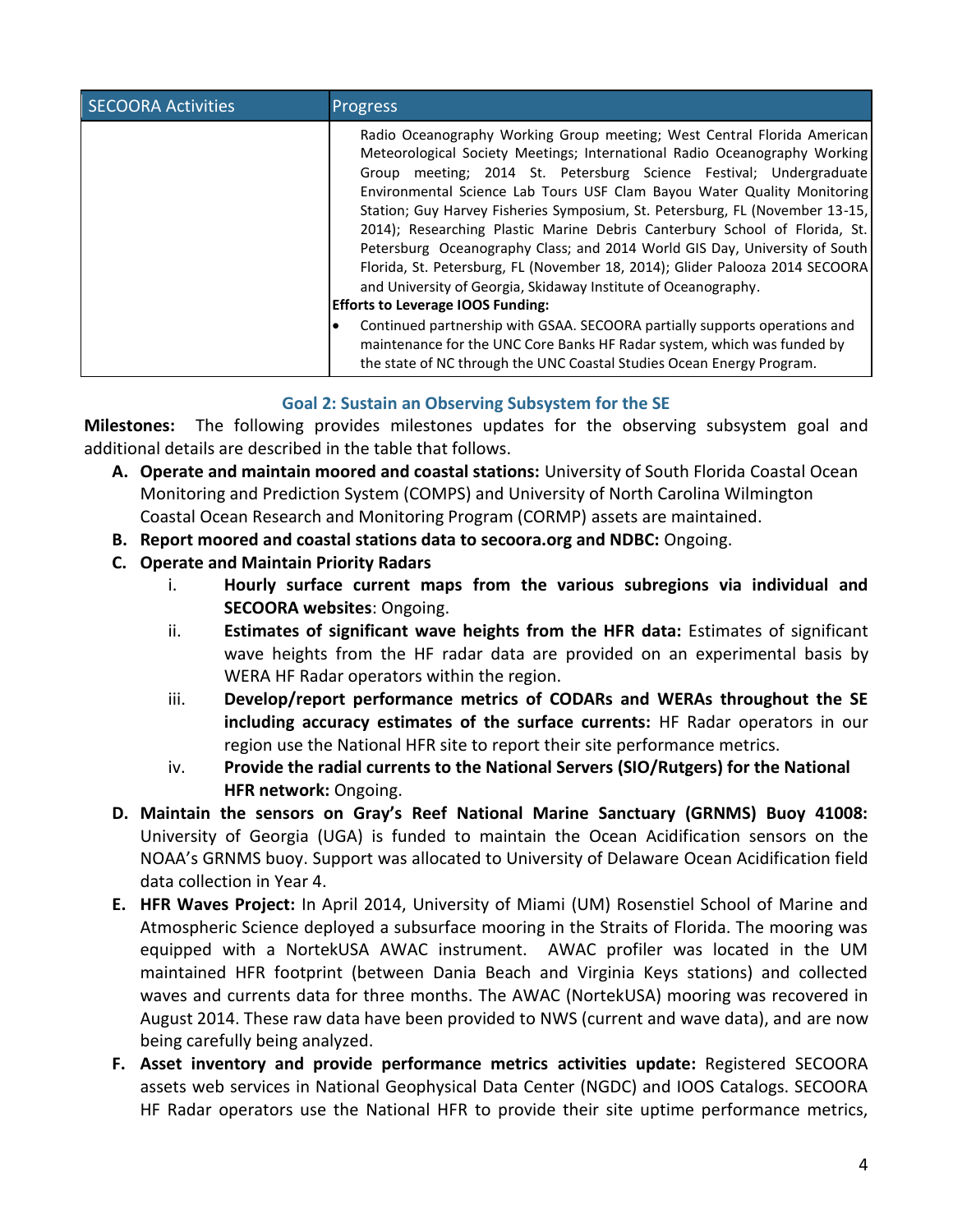| SECOORA Activities | Progress |
|---|---|
| | Radio Oceanography Working Group meeting; West Central Florida American Meteorological Society Meetings; International Radio Oceanography Working Group meeting; 2014 St. Petersburg Science Festival; Undergraduate Environmental Science Lab Tours USF Clam Bayou Water Quality Monitoring Station; Guy Harvey Fisheries Symposium, St. Petersburg, FL (November 13-15, 2014); Researching Plastic Marine Debris Canterbury School of Florida, St. Petersburg Oceanography Class; and 2014 World GIS Day, University of South Florida, St. Petersburg, FL (November 18, 2014); Glider Palooza 2014 SECOORA and University of Georgia, Skidaway Institute of Oceanography.<br>**Efforts to Leverage IOOS Funding:**<br>• Continued partnership with GSAA. SECOORA partially supports operations and maintenance for the UNC Core Banks HF Radar system, which was funded by the state of NC through the UNC Coastal Studies Ocean Energy Program. |

### Goal 2: Sustain an Observing Subsystem for the SE

**Milestones:** The following provides milestones updates for the observing subsystem goal and additional details are described in the table that follows.

A. **Operate and maintain moored and coastal stations:** University of South Florida Coastal Ocean Monitoring and Prediction System (COMPS) and University of North Carolina Wilmington Coastal Ocean Research and Monitoring Program (CORMP) assets are maintained.
B. **Report moored and coastal stations data to secoora.org and NDBC:** Ongoing.
C. **Operate and Maintain Priority Radars**
   i. **Hourly surface current maps from the various subregions via individual and SECOORA websites**: Ongoing.
   ii. **Estimates of significant wave heights from the HFR data:** Estimates of significant wave heights from the HF radar data are provided on an experimental basis by WERA HF Radar operators within the region.
   iii. **Develop/report performance metrics of CODARs and WERAs throughout the SE including accuracy estimates of the surface currents:** HF Radar operators in our region use the National HFR site to report their site performance metrics.
   iv. **Provide the radial currents to the National Servers (SIO/Rutgers) for the National HFR network:** Ongoing.
D. **Maintain the sensors on Gray's Reef National Marine Sanctuary (GRNMS) Buoy 41008:** University of Georgia (UGA) is funded to maintain the Ocean Acidification sensors on the NOAA's GRNMS buoy. Support was allocated to University of Delaware Ocean Acidification field data collection in Year 4.
E. **HFR Waves Project:** In April 2014, University of Miami (UM) Rosenstiel School of Marine and Atmospheric Science deployed a subsurface mooring in the Straits of Florida. The mooring was equipped with a NortekUSA AWAC instrument. AWAC profiler was located in the UM maintained HFR footprint (between Dania Beach and Virginia Keys stations) and collected waves and currents data for three months. The AWAC (NortekUSA) mooring was recovered in August 2014. These raw data have been provided to NWS (current and wave data), and are now being carefully being analyzed.
F. **Asset inventory and provide performance metrics activities update:** Registered SECOORA assets web services in National Geophysical Data Center (NGDC) and IOOS Catalogs. SECOORA HF Radar operators use the National HFR to provide their site uptime performance metrics,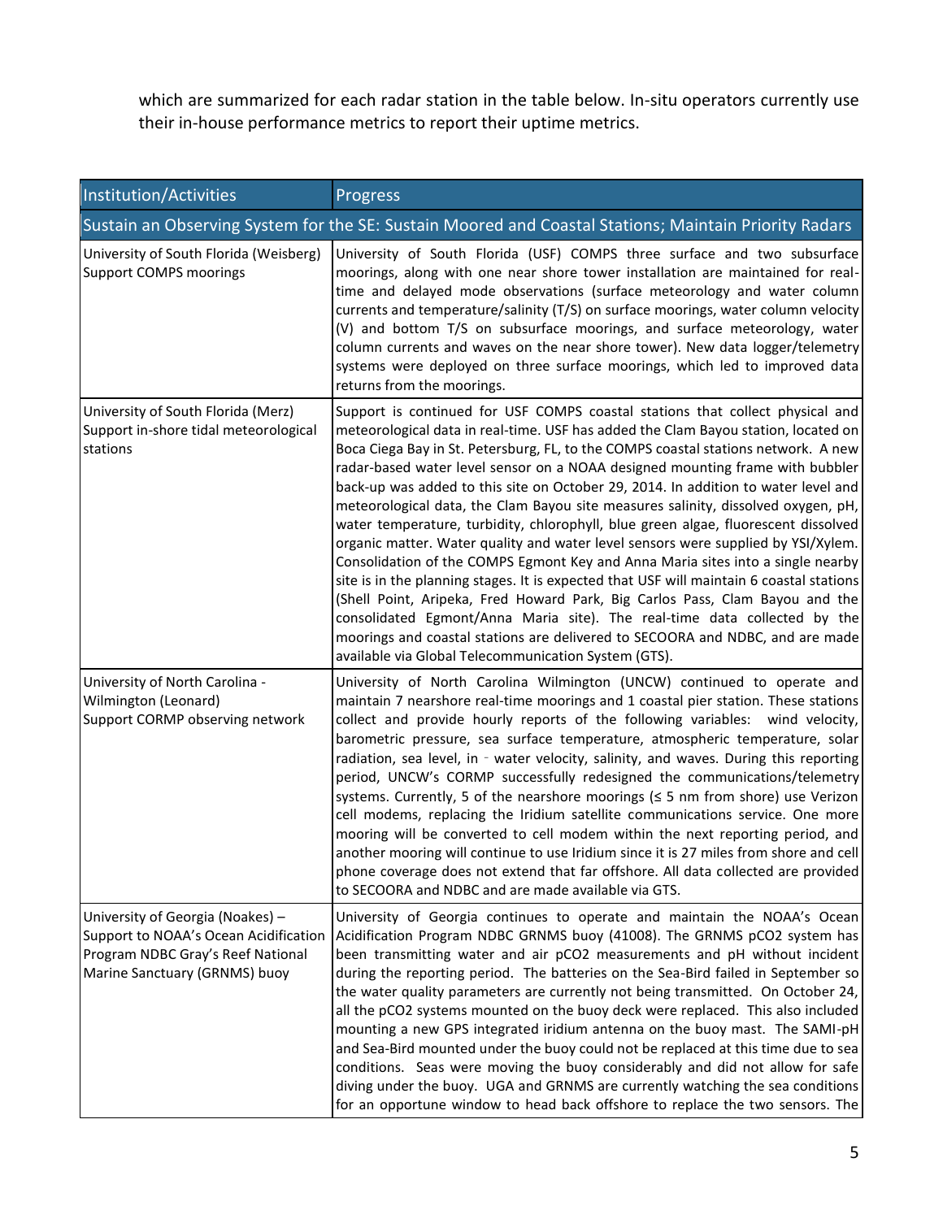which are summarized for each radar station in the table below. In-situ operators currently use their in-house performance metrics to report their uptime metrics.

| Institution/Activities | Progress |
|---|---|
| Sustain an Observing System for the SE: Sustain Moored and Coastal Stations; Maintain Priority Radars | |
| University of South Florida (Weisberg)<br>Support COMPS moorings | University of South Florida (USF) COMPS three surface and two subsurface moorings, along with one near shore tower installation are maintained for real-time and delayed mode observations (surface meteorology and water column currents and temperature/salinity (T/S) on surface moorings, water column velocity (V) and bottom T/S on subsurface moorings, and surface meteorology, water column currents and waves on the near shore tower). New data logger/telemetry systems were deployed on three surface moorings, which led to improved data returns from the moorings. |
| University of South Florida (Merz)<br>Support in-shore tidal meteorological stations | Support is continued for USF COMPS coastal stations that collect physical and meteorological data in real-time. USF has added the Clam Bayou station, located on Boca Ciega Bay in St. Petersburg, FL, to the COMPS coastal stations network. A new radar-based water level sensor on a NOAA designed mounting frame with bubbler back-up was added to this site on October 29, 2014. In addition to water level and meteorological data, the Clam Bayou site measures salinity, dissolved oxygen, pH, water temperature, turbidity, chlorophyll, blue green algae, fluorescent dissolved organic matter. Water quality and water level sensors were supplied by YSI/Xylem. Consolidation of the COMPS Egmont Key and Anna Maria sites into a single nearby site is in the planning stages. It is expected that USF will maintain 6 coastal stations (Shell Point, Aripeka, Fred Howard Park, Big Carlos Pass, Clam Bayou and the consolidated Egmont/Anna Maria site). The real-time data collected by the moorings and coastal stations are delivered to SECOORA and NDBC, and are made available via Global Telecommunication System (GTS). |
| University of North Carolina - Wilmington (Leonard)<br>Support CORMP observing network | University of North Carolina Wilmington (UNCW) continued to operate and maintain 7 nearshore real-time moorings and 1 coastal pier station. These stations collect and provide hourly reports of the following variables: wind velocity, barometric pressure, sea surface temperature, atmospheric temperature, solar radiation, sea level, in - water velocity, salinity, and waves. During this reporting period, UNCW's CORMP successfully redesigned the communications/telemetry systems. Currently, 5 of the nearshore moorings (≤ 5 nm from shore) use Verizon cell modems, replacing the Iridium satellite communications service. One more mooring will be converted to cell modem within the next reporting period, and another mooring will continue to use Iridium since it is 27 miles from shore and cell phone coverage does not extend that far offshore. All data collected are provided to SECOORA and NDBC and are made available via GTS. |
| University of Georgia (Noakes) – Support to NOAA's Ocean Acidification Program NDBC Gray's Reef National Marine Sanctuary (GRNMS) buoy | University of Georgia continues to operate and maintain the NOAA's Ocean Acidification Program NDBC GRNMS buoy (41008). The GRNMS pCO2 system has been transmitting water and air pCO2 measurements and pH without incident during the reporting period. The batteries on the Sea-Bird failed in September so the water quality parameters are currently not being transmitted. On October 24, all the pCO2 systems mounted on the buoy deck were replaced. This also included mounting a new GPS integrated iridium antenna on the buoy mast. The SAMI-pH and Sea-Bird mounted under the buoy could not be replaced at this time due to sea conditions. Seas were moving the buoy considerably and did not allow for safe diving under the buoy. UGA and GRNMS are currently watching the sea conditions for an opportune window to head back offshore to replace the two sensors. The |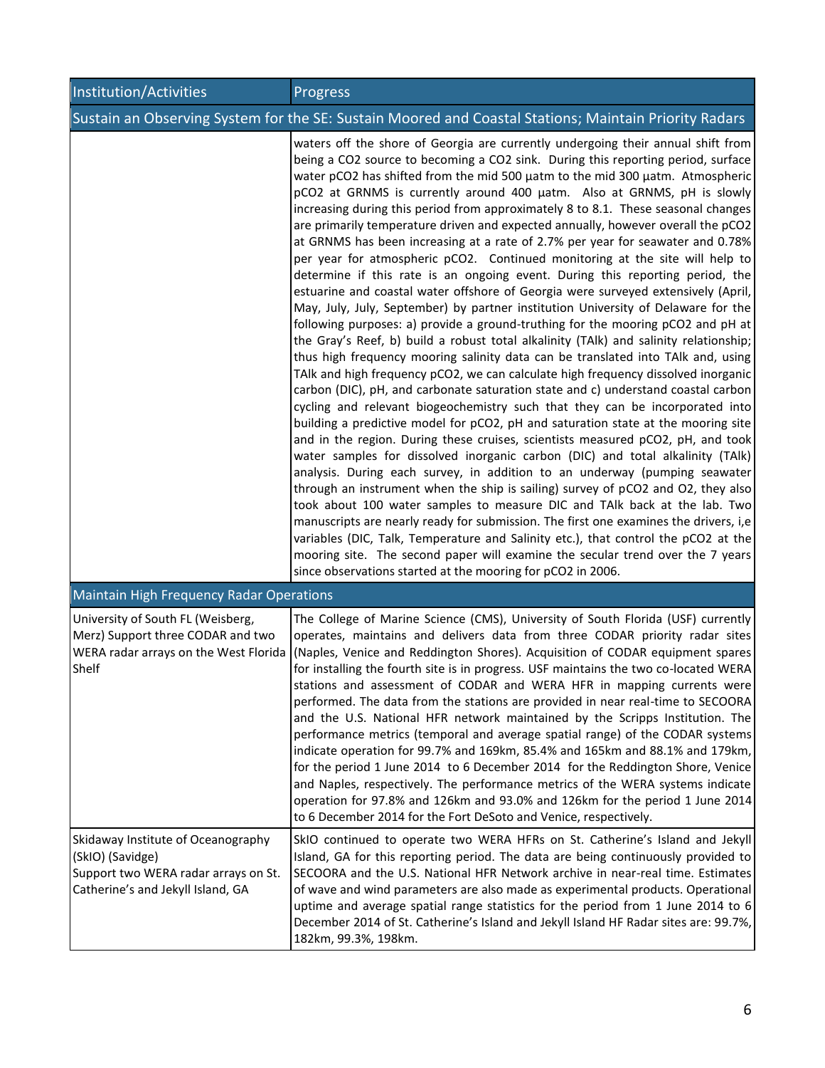| Institution/Activities | Progress |
|---|---|
| **Sustain an Observing System for the SE: Sustain Moored and Coastal Stations; Maintain Priority Radars** | |
| | waters off the shore of Georgia are currently undergoing their annual shift from being a $CO_2$ source to becoming a $CO_2$ sink. During this reporting period, surface water $pCO_2$ has shifted from the mid 500 µatm to the mid 300 µatm. Atmospheric $pCO_2$ at GRNMS is currently around 400 µatm. Also at GRNMS, pH is slowly increasing during this period from approximately 8 to 8.1. These seasonal changes are primarily temperature driven and expected annually, however overall the $pCO_2$ at GRNMS has been increasing at a rate of 2.7% per year for seawater and 0.78% per year for atmospheric $pCO_2$. Continued monitoring at the site will help to determine if this rate is an ongoing event. During this reporting period, the estuarine and coastal water offshore of Georgia were surveyed extensively (April, May, July, July, September) by partner institution University of Delaware for the following purposes: a) provide a ground-truthing for the mooring $pCO_2$ and pH at the Gray's Reef, b) build a robust total alkalinity (TAlk) and salinity relationship; thus high frequency mooring salinity data can be translated into TAlk and, using TAlk and high frequency $pCO_2$, we can calculate high frequency dissolved inorganic carbon (DIC), pH, and carbonate saturation state and c) understand coastal carbon cycling and relevant biogeochemistry such that they can be incorporated into building a predictive model for $pCO_2$, pH and saturation state at the mooring site and in the region. During these cruises, scientists measured $pCO_2$, pH, and took water samples for dissolved inorganic carbon (DIC) and total alkalinity (TAlk) analysis. During each survey, in addition to an underway (pumping seawater through an instrument when the ship is sailing) survey of $pCO_2$ and $O_2$, they also took about 100 water samples to measure DIC and TAlk back at the lab. Two manuscripts are nearly ready for submission. The first one examines the drivers, i,e variables (DIC, Talk, Temperature and Salinity etc.), that control the $pCO_2$ at the mooring site. The second paper will examine the secular trend over the 7 years since observations started at the mooring for $pCO_2$ in 2006. |
| **Maintain High Frequency Radar Operations** | |
| University of South FL (Weisberg, Merz) Support three CODAR and two WERA radar arrays on the West Florida Shelf | The College of Marine Science (CMS), University of South Florida (USF) currently operates, maintains and delivers data from three CODAR priority radar sites (Naples, Venice and Reddington Shores). Acquisition of CODAR equipment spares for installing the fourth site is in progress. USF maintains the two co-located WERA stations and assessment of CODAR and WERA HFR in mapping currents were performed. The data from the stations are provided in near real-time to SECOORA and the U.S. National HFR network maintained by the Scripps Institution. The performance metrics (temporal and average spatial range) of the CODAR systems indicate operation for 99.7% and 169km, 85.4% and 165km and 88.1% and 179km, for the period 1 June 2014 to 6 December 2014 for the Reddington Shore, Venice and Naples, respectively. The performance metrics of the WERA systems indicate operation for 97.8% and 126km and 93.0% and 126km for the period 1 June 2014 to 6 December 2014 for the Fort DeSoto and Venice, respectively. |
| Skidaway Institute of Oceanography (SkIO) (Savidge) Support two WERA radar arrays on St. Catherine's and Jekyll Island, GA | SkIO continued to operate two WERA HFRs on St. Catherine's Island and Jekyll Island, GA for this reporting period. The data are being continuously provided to SECOORA and the U.S. National HFR Network archive in near-real time. Estimates of wave and wind parameters are also made as experimental products. Operational uptime and average spatial range statistics for the period from 1 June 2014 to 6 December 2014 of St. Catherine's Island and Jekyll Island HF Radar sites are: 99.7%, 182km, 99.3%, 198km. |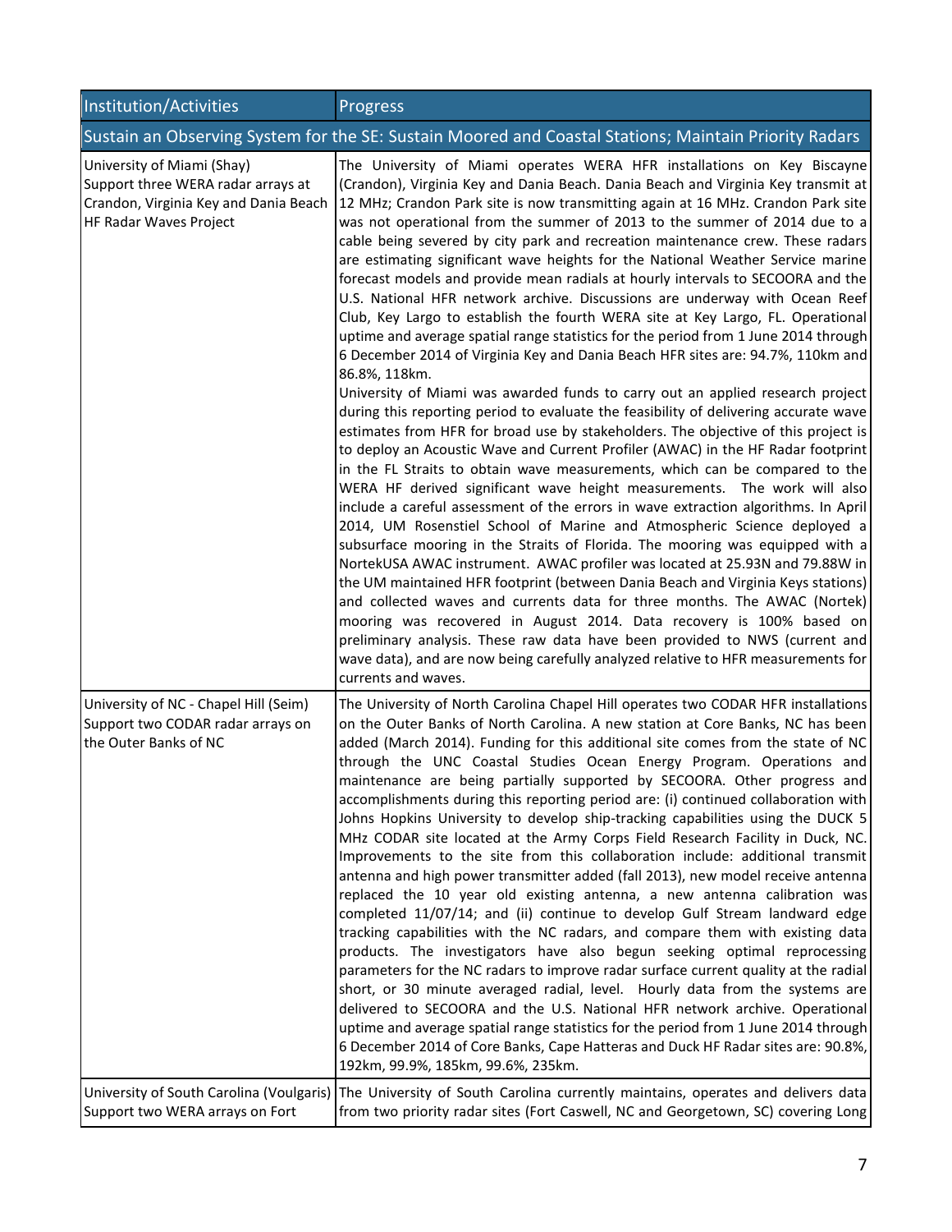| Institution/Activities | Progress |
|---|---|
| **Sustain an Observing System for the SE: Sustain Moored and Coastal Stations; Maintain Priority Radars** | |
| University of Miami (Shay)<br>Support three WERA radar arrays at Crandon, Virginia Key and Dania Beach<br>HF Radar Waves Project | The University of Miami operates WERA HFR installations on Key Biscayne (Crandon), Virginia Key and Dania Beach. Dania Beach and Virginia Key transmit at 12 MHz; Crandon Park site is now transmitting again at 16 MHz. Crandon Park site was not operational from the summer of 2013 to the summer of 2014 due to a cable being severed by city park and recreation maintenance crew. These radars are estimating significant wave heights for the National Weather Service marine forecast models and provide mean radials at hourly intervals to SECOORA and the U.S. National HFR network archive. Discussions are underway with Ocean Reef Club, Key Largo to establish the fourth WERA site at Key Largo, FL. Operational uptime and average spatial range statistics for the period from 1 June 2014 through 6 December 2014 of Virginia Key and Dania Beach HFR sites are: 94.7%, 110km and 86.8%, 118km.<br>University of Miami was awarded funds to carry out an applied research project during this reporting period to evaluate the feasibility of delivering accurate wave estimates from HFR for broad use by stakeholders. The objective of this project is to deploy an Acoustic Wave and Current Profiler (AWAC) in the HF Radar footprint in the FL Straits to obtain wave measurements, which can be compared to the WERA HF derived significant wave height measurements. The work will also include a careful assessment of the errors in wave extraction algorithms. In April 2014, UM Rosenstiel School of Marine and Atmospheric Science deployed a subsurface mooring in the Straits of Florida. The mooring was equipped with a NortekUSA AWAC instrument. AWAC profiler was located at 25.93N and 79.88W in the UM maintained HFR footprint (between Dania Beach and Virginia Keys stations) and collected waves and currents data for three months. The AWAC (Nortek) mooring was recovered in August 2014. Data recovery is 100% based on preliminary analysis. These raw data have been provided to NWS (current and wave data), and are now being carefully analyzed relative to HFR measurements for currents and waves. |
| University of NC - Chapel Hill (Seim)<br>Support two CODAR radar arrays on the Outer Banks of NC | The University of North Carolina Chapel Hill operates two CODAR HFR installations on the Outer Banks of North Carolina. A new station at Core Banks, NC has been added (March 2014). Funding for this additional site comes from the state of NC through the UNC Coastal Studies Ocean Energy Program. Operations and maintenance are being partially supported by SECOORA. Other progress and accomplishments during this reporting period are: (i) continued collaboration with Johns Hopkins University to develop ship-tracking capabilities using the DUCK 5 MHz CODAR site located at the Army Corps Field Research Facility in Duck, NC. Improvements to the site from this collaboration include: additional transmit antenna and high power transmitter added (fall 2013), new model receive antenna replaced the 10 year old existing antenna, a new antenna calibration was completed 11/07/14; and (ii) continue to develop Gulf Stream landward edge tracking capabilities with the NC radars, and compare them with existing data products. The investigators have also begun seeking optimal reprocessing parameters for the NC radars to improve radar surface current quality at the radial short, or 30 minute averaged radial, level. Hourly data from the systems are delivered to SECOORA and the U.S. National HFR network archive. Operational uptime and average spatial range statistics for the period from 1 June 2014 through 6 December 2014 of Core Banks, Cape Hatteras and Duck HF Radar sites are: 90.8%, 192km, 99.9%, 185km, 99.6%, 235km. |
| University of South Carolina (Voulgaris)<br>Support two WERA arrays on Fort | The University of South Carolina currently maintains, operates and delivers data from two priority radar sites (Fort Caswell, NC and Georgetown, SC) covering Long |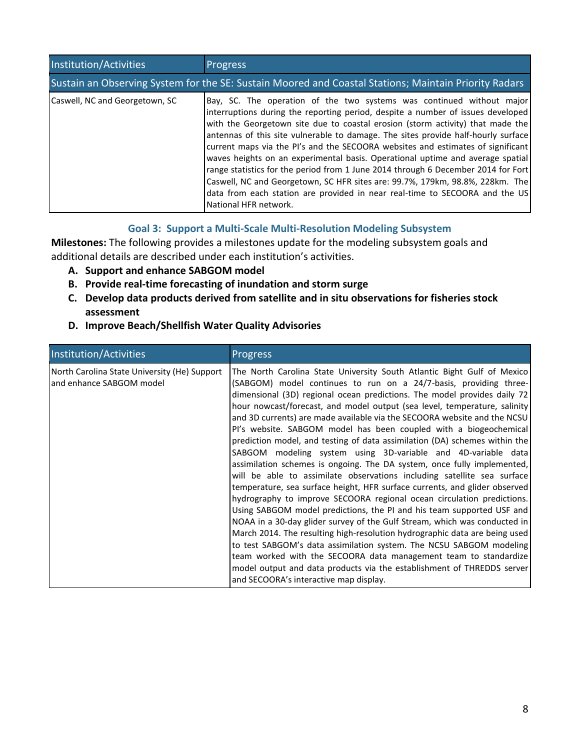| Institution/Activities | Progress |
|---|---|
| Sustain an Observing System for the SE: Sustain Moored and Coastal Stations; Maintain Priority Radars | |
| Caswell, NC and Georgetown, SC | Bay, SC. The operation of the two systems was continued without major interruptions during the reporting period, despite a number of issues developed with the Georgetown site due to coastal erosion (storm activity) that made the antennas of this site vulnerable to damage. The sites provide half-hourly surface current maps via the PI's and the SECOORA websites and estimates of significant waves heights on an experimental basis. Operational uptime and average spatial range statistics for the period from 1 June 2014 through 6 December 2014 for Fort Caswell, NC and Georgetown, SC HFR sites are: 99.7%, 179km, 98.8%, 228km. The data from each station are provided in near real-time to SECOORA and the US National HFR network. |

## Goal 3: Support a Multi-Scale Multi-Resolution Modeling Subsystem

**Milestones:** The following provides a milestones update for the modeling subsystem goals and additional details are described under each institution's activities.

- **A. Support and enhance SABGOM model**
- **B. Provide real-time forecasting of inundation and storm surge**
- **C. Develop data products derived from satellite and in situ observations for fisheries stock assessment**
- **D. Improve Beach/Shellfish Water Quality Advisories**

| Institution/Activities | Progress |
|---|---|
| North Carolina State University (He) Support and enhance SABGOM model | The North Carolina State University South Atlantic Bight Gulf of Mexico (SABGOM) model continues to run on a 24/7-basis, providing three-dimensional (3D) regional ocean predictions. The model provides daily 72 hour nowcast/forecast, and model output (sea level, temperature, salinity and 3D currents) are made available via the SECOORA website and the NCSU PI's website. SABGOM model has been coupled with a biogeochemical prediction model, and testing of data assimilation (DA) schemes within the SABGOM modeling system using 3D-variable and 4D-variable data assimilation schemes is ongoing. The DA system, once fully implemented, will be able to assimilate observations including satellite sea surface temperature, sea surface height, HFR surface currents, and glider observed hydrography to improve SECOORA regional ocean circulation predictions. Using SABGOM model predictions, the PI and his team supported USF and NOAA in a 30-day glider survey of the Gulf Stream, which was conducted in March 2014. The resulting high-resolution hydrographic data are being used to test SABGOM's data assimilation system. The NCSU SABGOM modeling team worked with the SECOORA data management team to standardize model output and data products via the establishment of THREDDS server and SECOORA's interactive map display. |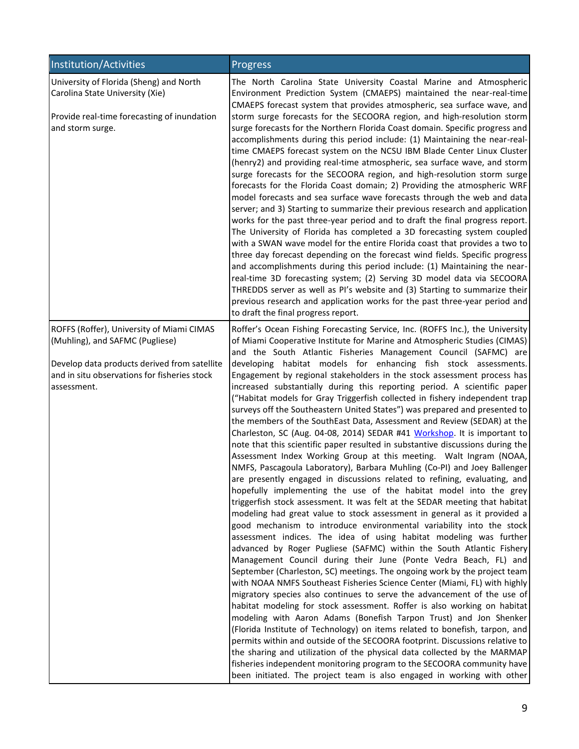| Institution/Activities | Progress |
| --- | --- |
| University of Florida (Sheng) and North Carolina State University (Xie)<br><br>Provide real-time forecasting of inundation and storm surge. | The North Carolina State University Coastal Marine and Atmospheric Environment Prediction System (CMAEPS) maintained the near-real-time CMAEPS forecast system that provides atmospheric, sea surface wave, and storm surge forecasts for the SECOORA region, and high-resolution storm surge forecasts for the Northern Florida Coast domain. Specific progress and accomplishments during this period include: (1) Maintaining the near-real-time CMAEPS forecast system on the NCSU IBM Blade Center Linux Cluster (henry2) and providing real-time atmospheric, sea surface wave, and storm surge forecasts for the SECOORA region, and high-resolution storm surge forecasts for the Florida Coast domain; 2) Providing the atmospheric WRF model forecasts and sea surface wave forecasts through the web and data server; and 3) Starting to summarize their previous research and application works for the past three-year period and to draft the final progress report. The University of Florida has completed a 3D forecasting system coupled with a SWAN wave model for the entire Florida coast that provides a two to three day forecast depending on the forecast wind fields. Specific progress and accomplishments during this period include: (1) Maintaining the near-real-time 3D forecasting system; (2) Serving 3D model data via SECOORA THREDDS server as well as PI's website and (3) Starting to summarize their previous research and application works for the past three-year period and to draft the final progress report. |
| ROFFS (Roffer), University of Miami CIMAS (Muhling), and SAFMC (Pugliese)<br><br>Develop data products derived from satellite and in situ observations for fisheries stock assessment. | Roffer's Ocean Fishing Forecasting Service, Inc. (ROFFS Inc.), the University of Miami Cooperative Institute for Marine and Atmospheric Studies (CIMAS) and the South Atlantic Fisheries Management Council (SAFMC) are developing habitat models for enhancing fish stock assessments. Engagement by regional stakeholders in the stock assessment process has increased substantially during this reporting period. A scientific paper ("Habitat models for Gray Triggerfish collected in fishery independent trap surveys off the Southeastern United States") was prepared and presented to the members of the SouthEast Data, Assessment and Review (SEDAR) at the Charleston, SC (Aug. 04-08, 2014) SEDAR #41 Workshop. It is important to note that this scientific paper resulted in substantive discussions during the Assessment Index Working Group at this meeting. Walt Ingram (NOAA, NMFS, Pascagoula Laboratory), Barbara Muhling (Co-PI) and Joey Ballenger are presently engaged in discussions related to refining, evaluating, and hopefully implementing the use of the habitat model into the grey triggerfish stock assessment. It was felt at the SEDAR meeting that habitat modeling had great value to stock assessment in general as it provided a good mechanism to introduce environmental variability into the stock assessment indices. The idea of using habitat modeling was further advanced by Roger Pugliese (SAFMC) within the South Atlantic Fishery Management Council during their June (Ponte Vedra Beach, FL) and September (Charleston, SC) meetings. The ongoing work by the project team with NOAA NMFS Southeast Fisheries Science Center (Miami, FL) with highly migratory species also continues to serve the advancement of the use of habitat modeling for stock assessment. Roffer is also working on habitat modeling with Aaron Adams (Bonefish Tarpon Trust) and Jon Shenker (Florida Institute of Technology) on items related to bonefish, tarpon, and permits within and outside of the SECOORA footprint. Discussions relative to the sharing and utilization of the physical data collected by the MARMAP fisheries independent monitoring program to the SECOORA community have been initiated. The project team is also engaged in working with other |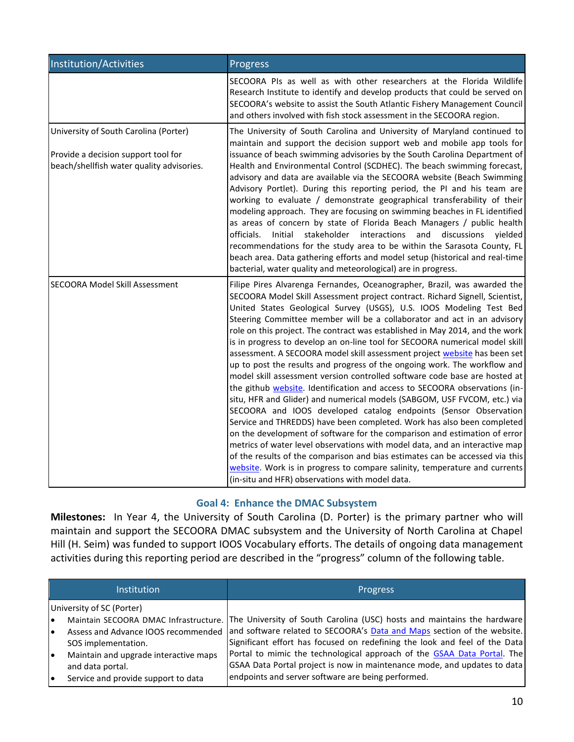| Institution/Activities | Progress |
|---|---|
| | SECOORA PIs as well as with other researchers at the Florida Wildlife Research Institute to identify and develop products that could be served on SECOORA's website to assist the South Atlantic Fishery Management Council and others involved with fish stock assessment in the SECOORA region. |
| University of South Carolina (Porter)<br><br>Provide a decision support tool for beach/shellfish water quality advisories. | The University of South Carolina and University of Maryland continued to maintain and support the decision support web and mobile app tools for issuance of beach swimming advisories by the South Carolina Department of Health and Environmental Control (SCDHEC). The beach swimming forecast, advisory and data are available via the SECOORA website (Beach Swimming Advisory Portlet). During this reporting period, the PI and his team are working to evaluate / demonstrate geographical transferability of their modeling approach. They are focusing on swimming beaches in FL identified as areas of concern by state of Florida Beach Managers / public health officials. Initial stakeholder interactions and discussions yielded recommendations for the study area to be within the Sarasota County, FL beach area. Data gathering efforts and model setup (historical and real-time bacterial, water quality and meteorological) are in progress. |
| SECOORA Model Skill Assessment | Filipe Pires Alvarenga Fernandes, Oceanographer, Brazil, was awarded the SECOORA Model Skill Assessment project contract. Richard Signell, Scientist, United States Geological Survey (USGS), U.S. IOOS Modeling Test Bed Steering Committee member will be a collaborator and act in an advisory role on this project. The contract was established in May 2014, and the work is in progress to develop an on-line tool for SECOORA numerical model skill assessment. A SECOORA model skill assessment project website has been set up to post the results and progress of the ongoing work. The workflow and model skill assessment version controlled software code base are hosted at the github website. Identification and access to SECOORA observations (in-situ, HFR and Glider) and numerical models (SABGOM, USF FVCOM, etc.) via SECOORA and IOOS developed catalog endpoints (Sensor Observation Service and THREDDS) have been completed. Work has also been completed on the development of software for the comparison and estimation of error metrics of water level observations with model data, and an interactive map of the results of the comparison and bias estimates can be accessed via this website. Work is in progress to compare salinity, temperature and currents (in-situ and HFR) observations with model data. |

## Goal 4: Enhance the DMAC Subsystem

**Milestones:** In Year 4, the University of South Carolina (D. Porter) is the primary partner who will maintain and support the SECOORA DMAC subsystem and the University of North Carolina at Chapel Hill (H. Seim) was funded to support IOOS Vocabulary efforts. The details of ongoing data management activities during this reporting period are described in the "progress" column of the following table.

| Institution | Progress |
|---|---|
| University of SC (Porter)<br>• Maintain SECOORA DMAC Infrastructure.<br>• Assess and Advance IOOS recommended SOS implementation.<br>• Maintain and upgrade interactive maps and data portal.<br>• Service and provide support to data | The University of South Carolina (USC) hosts and maintains the hardware and software related to SECOORA's Data and Maps section of the website. Significant effort has focused on redefining the look and feel of the Data Portal to mimic the technological approach of the GSAA Data Portal. The GSAA Data Portal project is now in maintenance mode, and updates to data endpoints and server software are being performed. |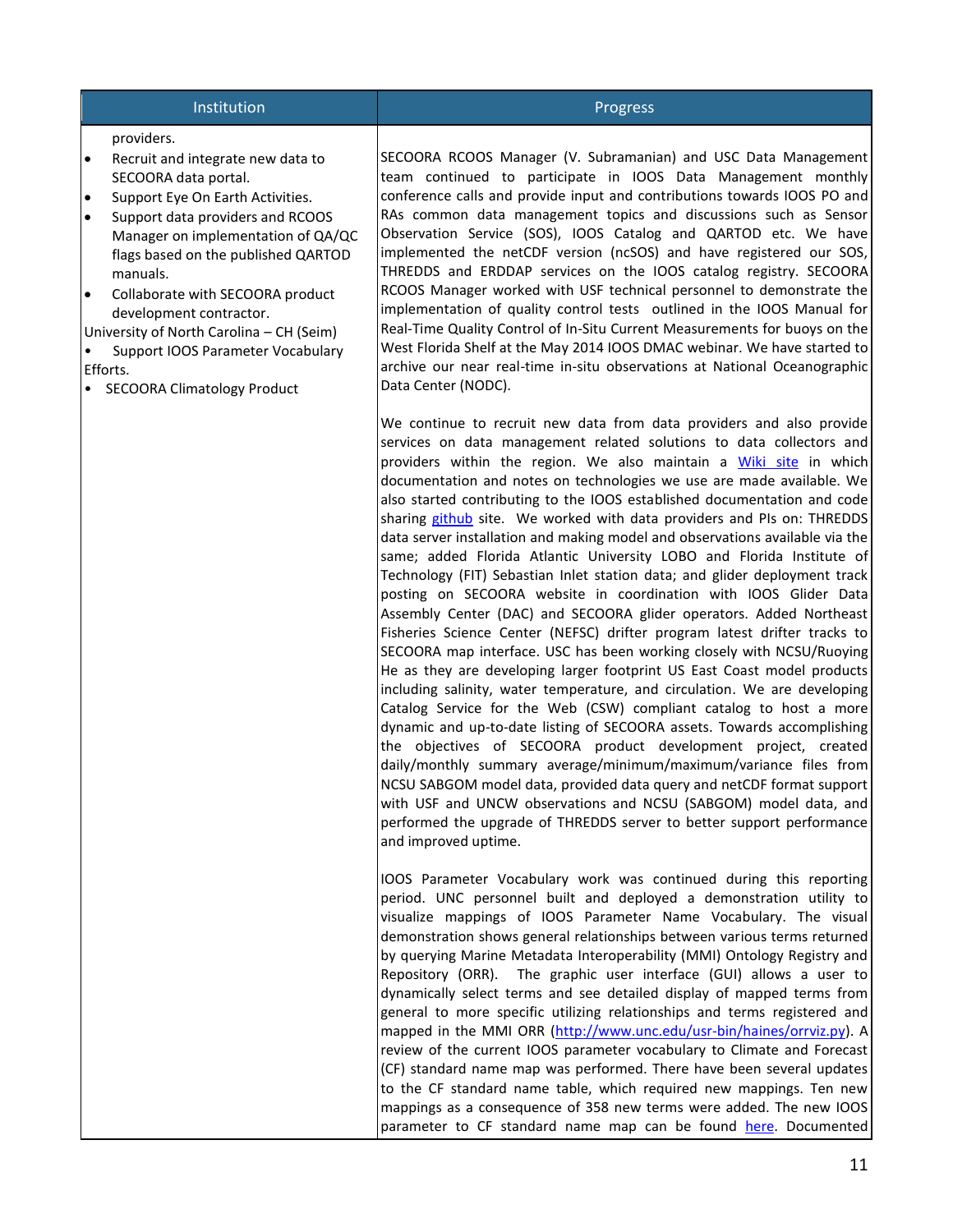| Institution | Progress |
| --- | --- |
| providers.<br>• Recruit and integrate new data to SECOORA data portal.<br>• Support Eye On Earth Activities.<br>• Support data providers and RCOOS Manager on implementation of QA/QC flags based on the published QARTOD manuals.<br>• Collaborate with SECOORA product development contractor.<br>University of North Carolina – CH (Seim)<br>• Support IOOS Parameter Vocabulary Efforts.<br>• SECOORA Climatology Product | SECOORA RCOOS Manager (V. Subramanian) and USC Data Management team continued to participate in IOOS Data Management monthly conference calls and provide input and contributions towards IOOS PO and RAs common data management topics and discussions such as Sensor Observation Service (SOS), IOOS Catalog and QARTOD etc. We have implemented the netCDF version (ncSOS) and have registered our SOS, THREDDS and ERDDAP services on the IOOS catalog registry. SECOORA RCOOS Manager worked with USF technical personnel to demonstrate the implementation of quality control tests outlined in the IOOS Manual for Real-Time Quality Control of In-Situ Current Measurements for buoys on the West Florida Shelf at the May 2014 IOOS DMAC webinar. We have started to archive our near real-time in-situ observations at National Oceanographic Data Center (NODC).<br><br>We continue to recruit new data from data providers and also provide services on data management related solutions to data collectors and providers within the region. We also maintain a Wiki site in which documentation and notes on technologies we use are made available. We also started contributing to the IOOS established documentation and code sharing github site. We worked with data providers and PIs on: THREDDS data server installation and making model and observations available via the same; added Florida Atlantic University LOBO and Florida Institute of Technology (FIT) Sebastian Inlet station data; and glider deployment track posting on SECOORA website in coordination with IOOS Glider Data Assembly Center (DAC) and SECOORA glider operators. Added Northeast Fisheries Science Center (NEFSC) drifter program latest drifter tracks to SECOORA map interface. USC has been working closely with NCSU/Ruoying He as they are developing larger footprint US East Coast model products including salinity, water temperature, and circulation. We are developing Catalog Service for the Web (CSW) compliant catalog to host a more dynamic and up-to-date listing of SECOORA assets. Towards accomplishing the objectives of SECOORA product development project, created daily/monthly summary average/minimum/maximum/variance files from NCSU SABGOM model data, provided data query and netCDF format support with USF and UNCW observations and NCSU (SABGOM) model data, and performed the upgrade of THREDDS server to better support performance and improved uptime.<br><br>IOOS Parameter Vocabulary work was continued during this reporting period. UNC personnel built and deployed a demonstration utility to visualize mappings of IOOS Parameter Name Vocabulary. The visual demonstration shows general relationships between various terms returned by querying Marine Metadata Interoperability (MMI) Ontology Registry and Repository (ORR). The graphic user interface (GUI) allows a user to dynamically select terms and see detailed display of mapped terms from general to more specific utilizing relationships and terms registered and mapped in the MMI ORR (http://www.unc.edu/usr-bin/haines/orrviz.py). A review of the current IOOS parameter vocabulary to Climate and Forecast (CF) standard name map was performed. There have been several updates to the CF standard name table, which required new mappings. Ten new mappings as a consequence of 358 new terms were added. The new IOOS parameter to CF standard name map can be found here. Documented |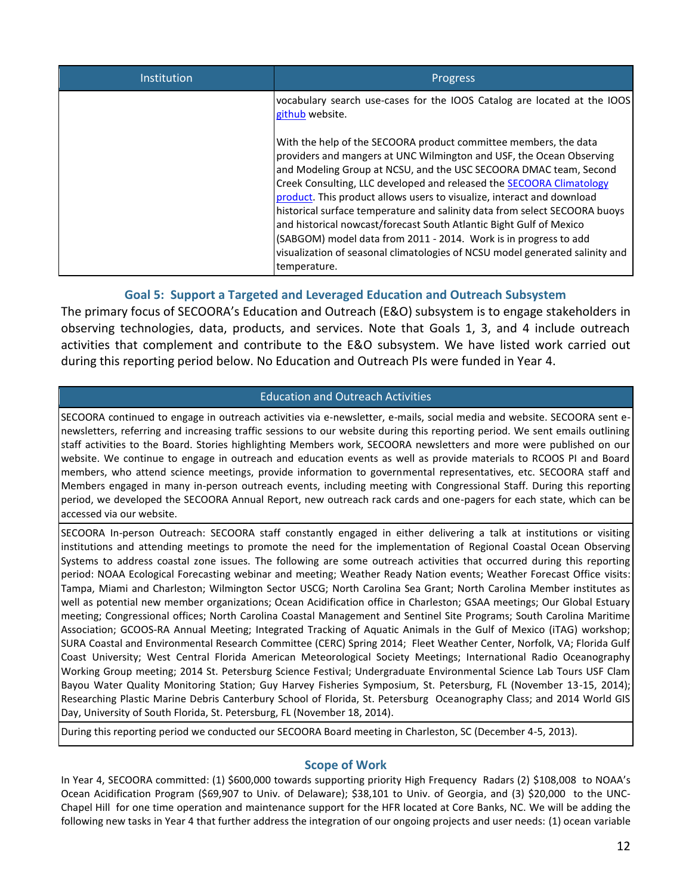| Institution | Progress |
| --- | --- |
| | vocabulary search use-cases for the IOOS Catalog are located at the IOOS github website.<br><br>With the help of the SECOORA product committee members, the data providers and mangers at UNC Wilmington and USF, the Ocean Observing and Modeling Group at NCSU, and the USC SECOORA DMAC team, Second Creek Consulting, LLC developed and released the SECOORA Climatology product. This product allows users to visualize, interact and download historical surface temperature and salinity data from select SECOORA buoys and historical nowcast/forecast South Atlantic Bight Gulf of Mexico (SABGOM) model data from 2011 - 2014. Work is in progress to add visualization of seasonal climatologies of NCSU model generated salinity and temperature. |

## Goal 5: Support a Targeted and Leveraged Education and Outreach Subsystem

The primary focus of SECOORA's Education and Outreach (E&O) subsystem is to engage stakeholders in observing technologies, data, products, and services. Note that Goals 1, 3, and 4 include outreach activities that complement and contribute to the E&O subsystem. We have listed work carried out during this reporting period below. No Education and Outreach PIs were funded in Year 4.

| Education and Outreach Activities |
| --- |
| SECOORA continued to engage in outreach activities via e-newsletter, e-mails, social media and website. SECOORA sent e-newsletters, referring and increasing traffic sessions to our website during this reporting period. We sent emails outlining staff activities to the Board. Stories highlighting Members work, SECOORA newsletters and more were published on our website. We continue to engage in outreach and education events as well as provide materials to RCOOS PI and Board members, who attend science meetings, provide information to governmental representatives, etc. SECOORA staff and Members engaged in many in-person outreach events, including meeting with Congressional Staff. During this reporting period, we developed the SECOORA Annual Report, new outreach rack cards and one-pagers for each state, which can be accessed via our website. |
| SECOORA In-person Outreach: SECOORA staff constantly engaged in either delivering a talk at institutions or visiting institutions and attending meetings to promote the need for the implementation of Regional Coastal Ocean Observing Systems to address coastal zone issues. The following are some outreach activities that occurred during this reporting period: NOAA Ecological Forecasting webinar and meeting; Weather Ready Nation events; Weather Forecast Office visits: Tampa, Miami and Charleston; Wilmington Sector USCG; North Carolina Sea Grant; North Carolina Member institutes as well as potential new member organizations; Ocean Acidification office in Charleston; GSAA meetings; Our Global Estuary meeting; Congressional offices; North Carolina Coastal Management and Sentinel Site Programs; South Carolina Maritime Association; GCOOS-RA Annual Meeting; Integrated Tracking of Aquatic Animals in the Gulf of Mexico (iTAG) workshop; SURA Coastal and Environmental Research Committee (CERC) Spring 2014; Fleet Weather Center, Norfolk, VA; Florida Gulf Coast University; West Central Florida American Meteorological Society Meetings; International Radio Oceanography Working Group meeting; 2014 St. Petersburg Science Festival; Undergraduate Environmental Science Lab Tours USF Clam Bayou Water Quality Monitoring Station; Guy Harvey Fisheries Symposium, St. Petersburg, FL (November 13-15, 2014); Researching Plastic Marine Debris Canterbury School of Florida, St. Petersburg Oceanography Class; and 2014 World GIS Day, University of South Florida, St. Petersburg, FL (November 18, 2014). |
| During this reporting period we conducted our SECOORA Board meeting in Charleston, SC (December 4-5, 2013). |

## Scope of Work

In Year 4, SECOORA committed: (1) $600,000 towards supporting priority High Frequency Radars (2) $108,008 to NOAA's Ocean Acidification Program ($69,907 to Univ. of Delaware); $38,101 to Univ. of Georgia, and (3) $20,000 to the UNC-Chapel Hill for one time operation and maintenance support for the HFR located at Core Banks, NC. We will be adding the following new tasks in Year 4 that further address the integration of our ongoing projects and user needs: (1) ocean variable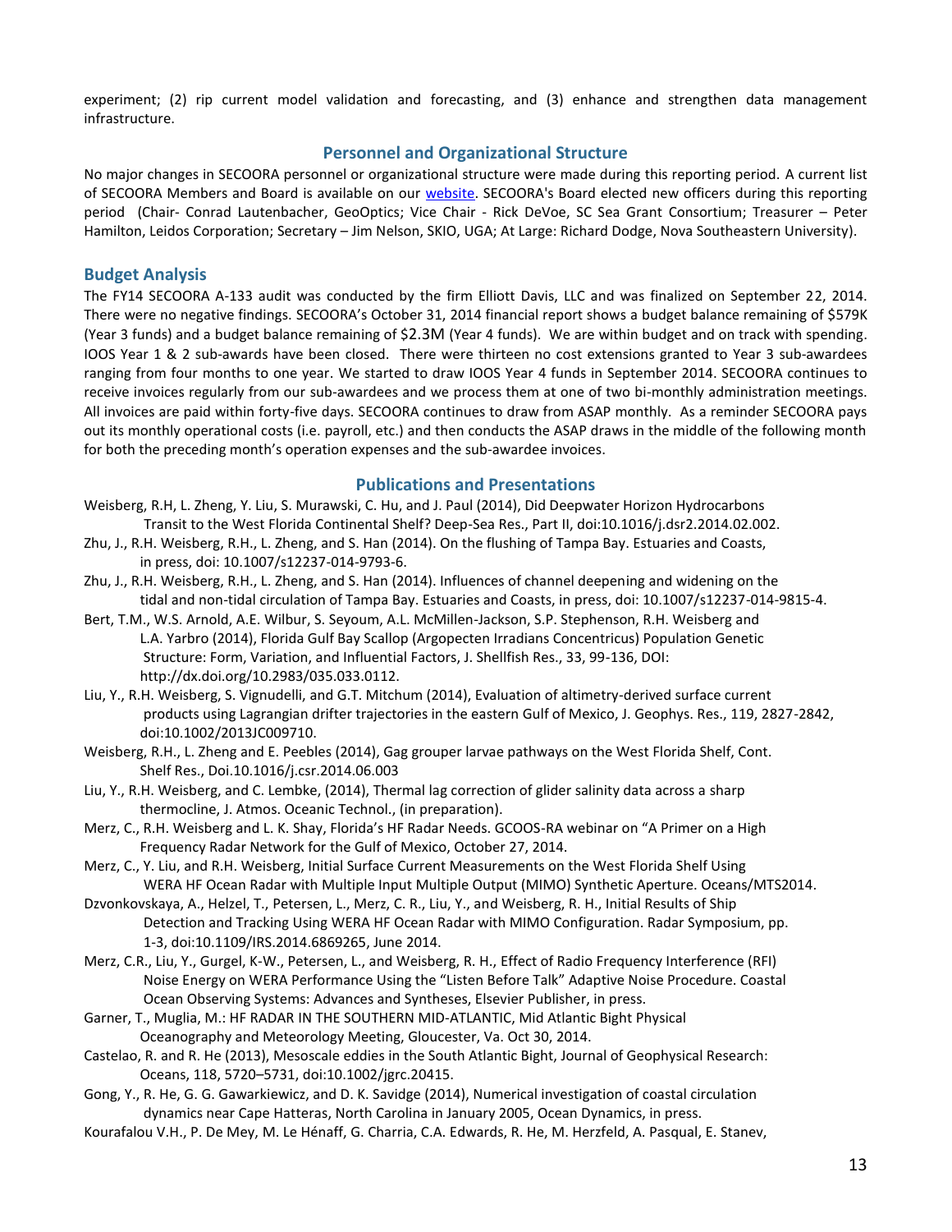experiment; (2) rip current model validation and forecasting, and (3) enhance and strengthen data management infrastructure.

## Personnel and Organizational Structure

No major changes in SECOORA personnel or organizational structure were made during this reporting period. A current list of SECOORA Members and Board is available on our website. SECOORA's Board elected new officers during this reporting period (Chair- Conrad Lautenbacher, GeoOptics; Vice Chair - Rick DeVoe, SC Sea Grant Consortium; Treasurer – Peter Hamilton, Leidos Corporation; Secretary – Jim Nelson, SKIO, UGA; At Large: Richard Dodge, Nova Southeastern University).

## Budget Analysis

The FY14 SECOORA A-133 audit was conducted by the firm Elliott Davis, LLC and was finalized on September 22, 2014. There were no negative findings. SECOORA's October 31, 2014 financial report shows a budget balance remaining of $579K (Year 3 funds) and a budget balance remaining of $2.3M (Year 4 funds). We are within budget and on track with spending. IOOS Year 1 & 2 sub-awards have been closed. There were thirteen no cost extensions granted to Year 3 sub-awardees ranging from four months to one year. We started to draw IOOS Year 4 funds in September 2014. SECOORA continues to receive invoices regularly from our sub-awardees and we process them at one of two bi-monthly administration meetings. All invoices are paid within forty-five days. SECOORA continues to draw from ASAP monthly. As a reminder SECOORA pays out its monthly operational costs (i.e. payroll, etc.) and then conducts the ASAP draws in the middle of the following month for both the preceding month's operation expenses and the sub-awardee invoices.

## Publications and Presentations

Weisberg, R.H, L. Zheng, Y. Liu, S. Murawski, C. Hu, and J. Paul (2014), Did Deepwater Horizon Hydrocarbons Transit to the West Florida Continental Shelf? Deep-Sea Res., Part II, doi:10.1016/j.dsr2.2014.02.002.

Zhu, J., R.H. Weisberg, R.H., L. Zheng, and S. Han (2014). On the flushing of Tampa Bay. Estuaries and Coasts, in press, doi: 10.1007/s12237-014-9793-6.

Zhu, J., R.H. Weisberg, R.H., L. Zheng, and S. Han (2014). Influences of channel deepening and widening on the tidal and non-tidal circulation of Tampa Bay. Estuaries and Coasts, in press, doi: 10.1007/s12237-014-9815-4.

Bert, T.M., W.S. Arnold, A.E. Wilbur, S. Seyoum, A.L. McMillen-Jackson, S.P. Stephenson, R.H. Weisberg and L.A. Yarbro (2014), Florida Gulf Bay Scallop (Argopecten Irradians Concentricus) Population Genetic Structure: Form, Variation, and Influential Factors, J. Shellfish Res., 33, 99-136, DOI: http://dx.doi.org/10.2983/035.033.0112.

Liu, Y., R.H. Weisberg, S. Vignudelli, and G.T. Mitchum (2014), Evaluation of altimetry-derived surface current products using Lagrangian drifter trajectories in the eastern Gulf of Mexico, J. Geophys. Res., 119, 2827-2842, doi:10.1002/2013JC009710.

Weisberg, R.H., L. Zheng and E. Peebles (2014), Gag grouper larvae pathways on the West Florida Shelf, Cont. Shelf Res., Doi.10.1016/j.csr.2014.06.003

Liu, Y., R.H. Weisberg, and C. Lembke, (2014), Thermal lag correction of glider salinity data across a sharp thermocline, J. Atmos. Oceanic Technol., (in preparation).

Merz, C., R.H. Weisberg and L. K. Shay, Florida's HF Radar Needs. GCOOS-RA webinar on "A Primer on a High Frequency Radar Network for the Gulf of Mexico, October 27, 2014.

Merz, C., Y. Liu, and R.H. Weisberg, Initial Surface Current Measurements on the West Florida Shelf Using WERA HF Ocean Radar with Multiple Input Multiple Output (MIMO) Synthetic Aperture. Oceans/MTS2014.

Dzvonkovskaya, A., Helzel, T., Petersen, L., Merz, C. R., Liu, Y., and Weisberg, R. H., Initial Results of Ship Detection and Tracking Using WERA HF Ocean Radar with MIMO Configuration. Radar Symposium, pp. 1-3, doi:10.1109/IRS.2014.6869265, June 2014.

Merz, C.R., Liu, Y., Gurgel, K-W., Petersen, L., and Weisberg, R. H., Effect of Radio Frequency Interference (RFI) Noise Energy on WERA Performance Using the "Listen Before Talk" Adaptive Noise Procedure. Coastal Ocean Observing Systems: Advances and Syntheses, Elsevier Publisher, in press.

Garner, T., Muglia, M.: HF RADAR IN THE SOUTHERN MID-ATLANTIC, Mid Atlantic Bight Physical Oceanography and Meteorology Meeting, Gloucester, Va. Oct 30, 2014.

Castelao, R. and R. He (2013), Mesoscale eddies in the South Atlantic Bight, Journal of Geophysical Research: Oceans, 118, 5720–5731, doi:10.1002/jgrc.20415.

Gong, Y., R. He, G. G. Gawarkiewicz, and D. K. Savidge (2014), Numerical investigation of coastal circulation dynamics near Cape Hatteras, North Carolina in January 2005, Ocean Dynamics, in press.

Kourafalou V.H., P. De Mey, M. Le Hénaff, G. Charria, C.A. Edwards, R. He, M. Herzfeld, A. Pasqual, E. Stanev,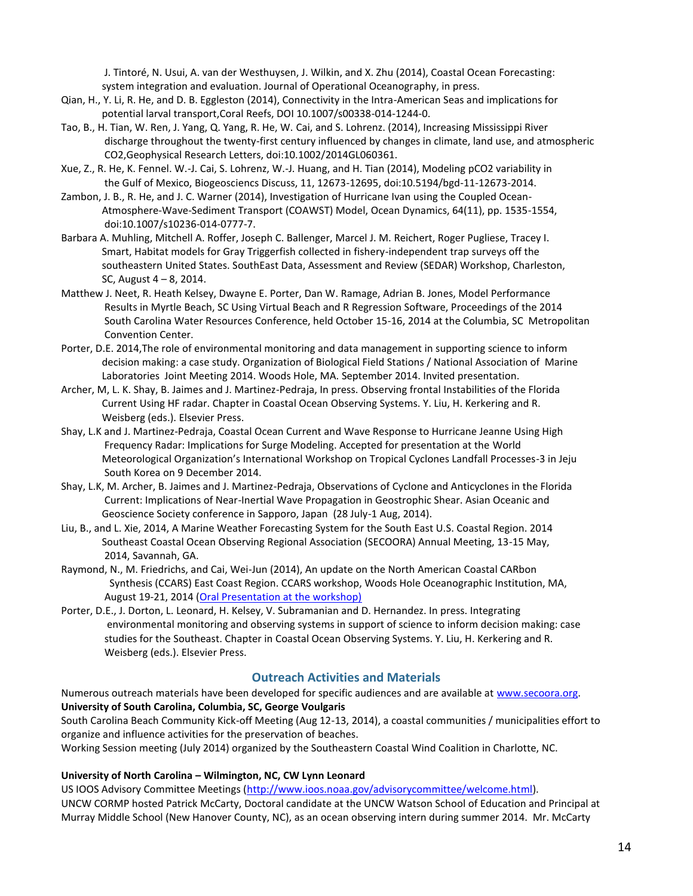J. Tintoré, N. Usui, A. van der Westhuysen, J. Wilkin, and X. Zhu (2014), Coastal Ocean Forecasting: system integration and evaluation. Journal of Operational Oceanography, in press.

Qian, H., Y. Li, R. He, and D. B. Eggleston (2014), Connectivity in the Intra-American Seas and implications for potential larval transport,Coral Reefs, DOI 10.1007/s00338-014-1244-0.

Tao, B., H. Tian, W. Ren, J. Yang, Q. Yang, R. He, W. Cai, and S. Lohrenz. (2014), Increasing Mississippi River discharge throughout the twenty-first century influenced by changes in climate, land use, and atmospheric $CO_2$,Geophysical Research Letters, doi:10.1002/2014GL060361.

Xue, Z., R. He, K. Fennel. W.-J. Cai, S. Lohrenz, W.-J. Huang, and H. Tian (2014), Modeling $pCO_2$ variability in the Gulf of Mexico, Biogeosciencs Discuss, 11, 12673-12695, doi:10.5194/bgd-11-12673-2014.

Zambon, J. B., R. He, and J. C. Warner (2014), Investigation of Hurricane Ivan using the Coupled Ocean-Atmosphere-Wave-Sediment Transport (COAWST) Model, Ocean Dynamics, 64(11), pp. 1535-1554, doi:10.1007/s10236-014-0777-7.

Barbara A. Muhling, Mitchell A. Roffer, Joseph C. Ballenger, Marcel J. M. Reichert, Roger Pugliese, Tracey I. Smart, Habitat models for Gray Triggerfish collected in fishery-independent trap surveys off the southeastern United States. SouthEast Data, Assessment and Review (SEDAR) Workshop, Charleston, SC, August 4 – 8, 2014.

Matthew J. Neet, R. Heath Kelsey, Dwayne E. Porter, Dan W. Ramage, Adrian B. Jones, Model Performance Results in Myrtle Beach, SC Using Virtual Beach and R Regression Software, Proceedings of the 2014 South Carolina Water Resources Conference, held October 15-16, 2014 at the Columbia, SC Metropolitan Convention Center.

Porter, D.E. 2014,The role of environmental monitoring and data management in supporting science to inform decision making: a case study. Organization of Biological Field Stations / National Association of Marine Laboratories Joint Meeting 2014. Woods Hole, MA. September 2014. Invited presentation.

Archer, M, L. K. Shay, B. Jaimes and J. Martinez-Pedraja, In press. Observing frontal Instabilities of the Florida Current Using HF radar. Chapter in Coastal Ocean Observing Systems. Y. Liu, H. Kerkering and R. Weisberg (eds.). Elsevier Press.

Shay, L.K and J. Martinez-Pedraja, Coastal Ocean Current and Wave Response to Hurricane Jeanne Using High Frequency Radar: Implications for Surge Modeling. Accepted for presentation at the World Meteorological Organization's International Workshop on Tropical Cyclones Landfall Processes-3 in Jeju South Korea on 9 December 2014.

Shay, L.K, M. Archer, B. Jaimes and J. Martinez-Pedraja, Observations of Cyclone and Anticyclones in the Florida Current: Implications of Near-Inertial Wave Propagation in Geostrophic Shear. Asian Oceanic and Geoscience Society conference in Sapporo, Japan (28 July-1 Aug, 2014).

Liu, B., and L. Xie, 2014, A Marine Weather Forecasting System for the South East U.S. Coastal Region. 2014 Southeast Coastal Ocean Observing Regional Association (SECOORA) Annual Meeting, 13-15 May, 2014, Savannah, GA.

Raymond, N., M. Friedrichs, and Cai, Wei-Jun (2014), An update on the North American Coastal CARbon Synthesis (CCARS) East Coast Region. CCARS workshop, Woods Hole Oceanographic Institution, MA, August 19-21, 2014 (Oral Presentation at the workshop)

Porter, D.E., J. Dorton, L. Leonard, H. Kelsey, V. Subramanian and D. Hernandez. In press. Integrating environmental monitoring and observing systems in support of science to inform decision making: case studies for the Southeast. Chapter in Coastal Ocean Observing Systems. Y. Liu, H. Kerkering and R. Weisberg (eds.). Elsevier Press.

## Outreach Activities and Materials

Numerous outreach materials have been developed for specific audiences and are available at www.secoora.org.

**University of South Carolina, Columbia, SC, George Voulgaris**

South Carolina Beach Community Kick-off Meeting (Aug 12-13, 2014), a coastal communities / municipalities effort to organize and influence activities for the preservation of beaches.

Working Session meeting (July 2014) organized by the Southeastern Coastal Wind Coalition in Charlotte, NC.

**University of North Carolina – Wilmington, NC, CW Lynn Leonard**

US IOOS Advisory Committee Meetings (http://www.ioos.noaa.gov/advisorycommittee/welcome.html).

UNCW CORMP hosted Patrick McCarty, Doctoral candidate at the UNCW Watson School of Education and Principal at Murray Middle School (New Hanover County, NC), as an ocean observing intern during summer 2014. Mr. McCarty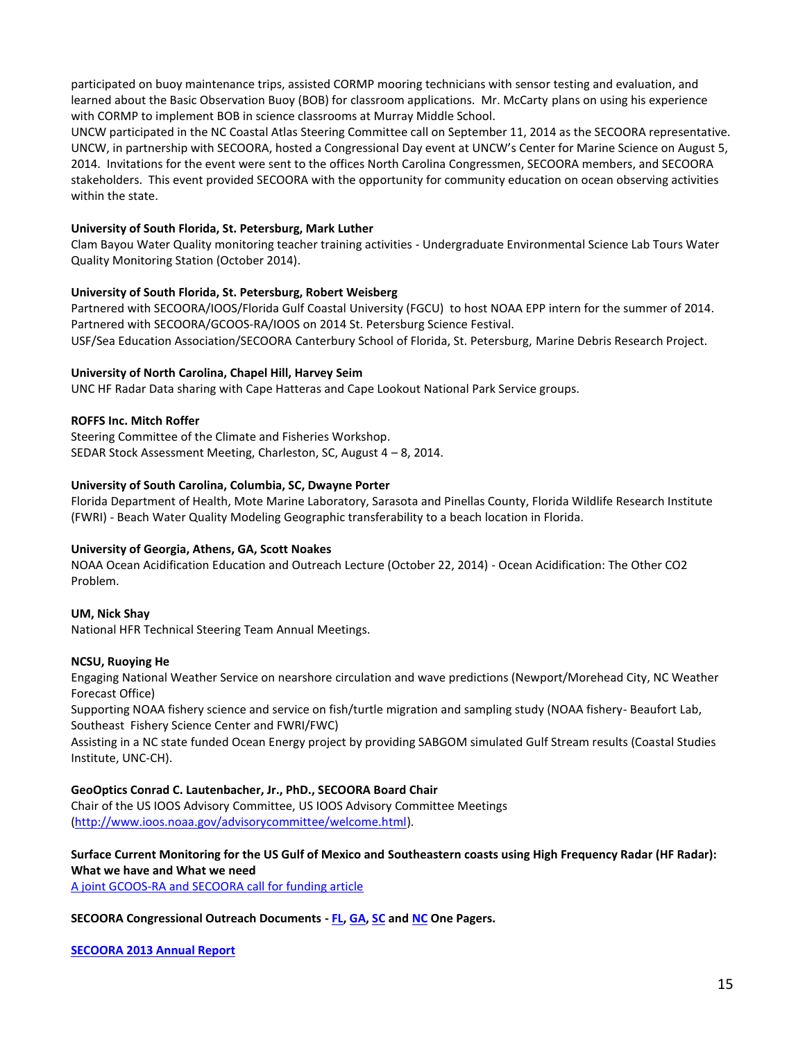participated on buoy maintenance trips, assisted CORMP mooring technicians with sensor testing and evaluation, and learned about the Basic Observation Buoy (BOB) for classroom applications. Mr. McCarty plans on using his experience with CORMP to implement BOB in science classrooms at Murray Middle School.

UNCW participated in the NC Coastal Atlas Steering Committee call on September 11, 2014 as the SECOORA representative.

UNCW, in partnership with SECOORA, hosted a Congressional Day event at UNCW's Center for Marine Science on August 5, 2014. Invitations for the event were sent to the offices North Carolina Congressmen, SECOORA members, and SECOORA stakeholders. This event provided SECOORA with the opportunity for community education on ocean observing activities within the state.

**University of South Florida, St. Petersburg, Mark Luther**

Clam Bayou Water Quality monitoring teacher training activities - Undergraduate Environmental Science Lab Tours Water Quality Monitoring Station (October 2014).

**University of South Florida, St. Petersburg, Robert Weisberg**

Partnered with SECOORA/IOOS/Florida Gulf Coastal University (FGCU) to host NOAA EPP intern for the summer of 2014.

Partnered with SECOORA/GCOOS-RA/IOOS on 2014 St. Petersburg Science Festival.

USF/Sea Education Association/SECOORA Canterbury School of Florida, St. Petersburg, Marine Debris Research Project.

**University of North Carolina, Chapel Hill, Harvey Seim**

UNC HF Radar Data sharing with Cape Hatteras and Cape Lookout National Park Service groups.

**ROFFS Inc. Mitch Roffer**

Steering Committee of the Climate and Fisheries Workshop.

SEDAR Stock Assessment Meeting, Charleston, SC, August 4 – 8, 2014.

**University of South Carolina, Columbia, SC, Dwayne Porter**

Florida Department of Health, Mote Marine Laboratory, Sarasota and Pinellas County, Florida Wildlife Research Institute (FWRI) - Beach Water Quality Modeling Geographic transferability to a beach location in Florida.

**University of Georgia, Athens, GA, Scott Noakes**

NOAA Ocean Acidification Education and Outreach Lecture (October 22, 2014) - Ocean Acidification: The Other $CO_2$ Problem.

**UM, Nick Shay**

National HFR Technical Steering Team Annual Meetings.

**NCSU, Ruoying He**

Engaging National Weather Service on nearshore circulation and wave predictions (Newport/Morehead City, NC Weather Forecast Office)

Supporting NOAA fishery science and service on fish/turtle migration and sampling study (NOAA fishery- Beaufort Lab, Southeast Fishery Science Center and FWRI/FWC)

Assisting in a NC state funded Ocean Energy project by providing SABGOM simulated Gulf Stream results (Coastal Studies Institute, UNC-CH).

**GeoOptics Conrad C. Lautenbacher, Jr., PhD., SECOORA Board Chair**

Chair of the US IOOS Advisory Committee, US IOOS Advisory Committee Meetings (http://www.ioos.noaa.gov/advisorycommittee/welcome.html).

**Surface Current Monitoring for the US Gulf of Mexico and Southeastern coasts using High Frequency Radar (HF Radar): What we have and What we need**

A joint GCOOS-RA and SECOORA call for funding article

**SECOORA Congressional Outreach Documents - FL, GA, SC and NC One Pagers.**

**SECOORA 2013 Annual Report**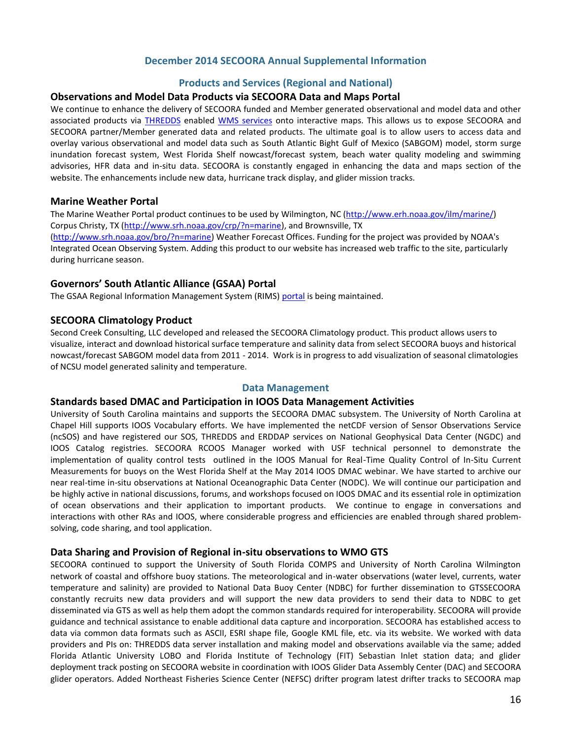## December 2014 SECOORA Annual Supplemental Information

### Products and Services (Regional and National)

#### Observations and Model Data Products via SECOORA Data and Maps Portal

We continue to enhance the delivery of SECOORA funded and Member generated observational and model data and other associated products via THREDDS enabled WMS services onto interactive maps. This allows us to expose SECOORA and SECOORA partner/Member generated data and related products. The ultimate goal is to allow users to access data and overlay various observational and model data such as South Atlantic Bight Gulf of Mexico (SABGOM) model, storm surge inundation forecast system, West Florida Shelf nowcast/forecast system, beach water quality modeling and swimming advisories, HFR data and in-situ data. SECOORA is constantly engaged in enhancing the data and maps section of the website. The enhancements include new data, hurricane track display, and glider mission tracks.

#### Marine Weather Portal

The Marine Weather Portal product continues to be used by Wilmington, NC (http://www.erh.noaa.gov/ilm/marine/) Corpus Christy, TX (http://www.srh.noaa.gov/crp/?n=marine), and Brownsville, TX (http://www.srh.noaa.gov/bro/?n=marine) Weather Forecast Offices. Funding for the project was provided by NOAA's Integrated Ocean Observing System. Adding this product to our website has increased web traffic to the site, particularly during hurricane season.

#### Governors' South Atlantic Alliance (GSAA) Portal

The GSAA Regional Information Management System (RIMS) portal is being maintained.

#### SECOORA Climatology Product

Second Creek Consulting, LLC developed and released the SECOORA Climatology product. This product allows users to visualize, interact and download historical surface temperature and salinity data from select SECOORA buoys and historical nowcast/forecast SABGOM model data from 2011 - 2014. Work is in progress to add visualization of seasonal climatologies of NCSU model generated salinity and temperature.

### Data Management

#### Standards based DMAC and Participation in IOOS Data Management Activities

University of South Carolina maintains and supports the SECOORA DMAC subsystem. The University of North Carolina at Chapel Hill supports IOOS Vocabulary efforts. We have implemented the netCDF version of Sensor Observations Service (ncSOS) and have registered our SOS, THREDDS and ERDDAP services on National Geophysical Data Center (NGDC) and IOOS Catalog registries. SECOORA RCOOS Manager worked with USF technical personnel to demonstrate the implementation of quality control tests outlined in the IOOS Manual for Real-Time Quality Control of In-Situ Current Measurements for buoys on the West Florida Shelf at the May 2014 IOOS DMAC webinar. We have started to archive our near real-time in-situ observations at National Oceanographic Data Center (NODC). We will continue our participation and be highly active in national discussions, forums, and workshops focused on IOOS DMAC and its essential role in optimization of ocean observations and their application to important products. We continue to engage in conversations and interactions with other RAs and IOOS, where considerable progress and efficiencies are enabled through shared problem-solving, code sharing, and tool application.

#### Data Sharing and Provision of Regional in-situ observations to WMO GTS

SECOORA continued to support the University of South Florida COMPS and University of North Carolina Wilmington network of coastal and offshore buoy stations. The meteorological and in-water observations (water level, currents, water temperature and salinity) are provided to National Data Buoy Center (NDBC) for further dissemination to GTSSECOORA constantly recruits new data providers and will support the new data providers to send their data to NDBC to get disseminated via GTS as well as help them adopt the common standards required for interoperability. SECOORA will provide guidance and technical assistance to enable additional data capture and incorporation. SECOORA has established access to data via common data formats such as ASCII, ESRI shape file, Google KML file, etc. via its website. We worked with data providers and PIs on: THREDDS data server installation and making model and observations available via the same; added Florida Atlantic University LOBO and Florida Institute of Technology (FIT) Sebastian Inlet station data; and glider deployment track posting on SECOORA website in coordination with IOOS Glider Data Assembly Center (DAC) and SECOORA glider operators. Added Northeast Fisheries Science Center (NEFSC) drifter program latest drifter tracks to SECOORA map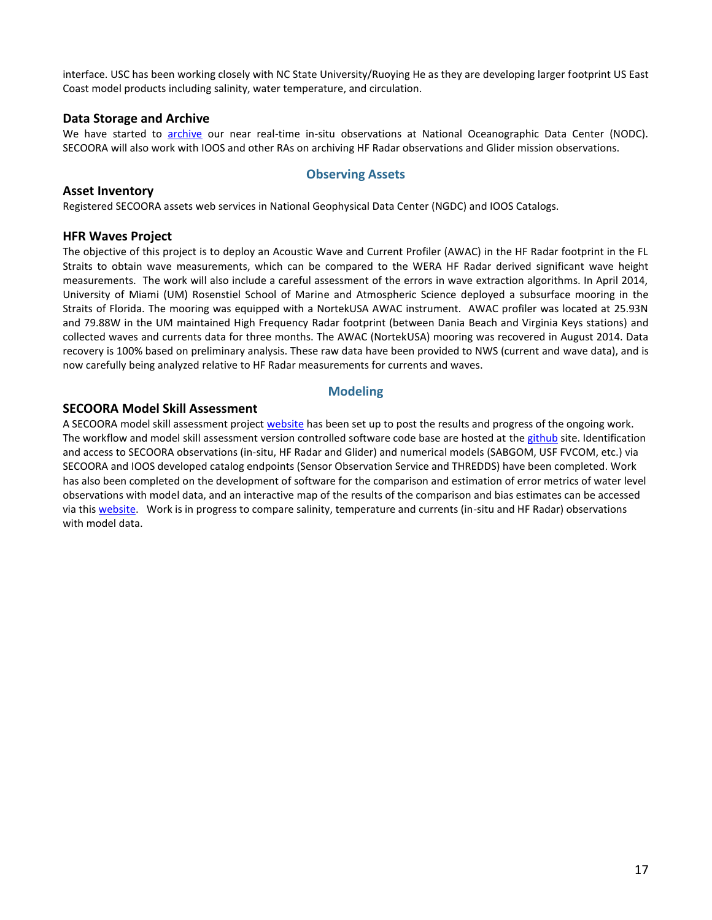interface. USC has been working closely with NC State University/Ruoying He as they are developing larger footprint US East Coast model products including salinity, water temperature, and circulation.

### Data Storage and Archive

We have started to archive our near real-time in-situ observations at National Oceanographic Data Center (NODC). SECOORA will also work with IOOS and other RAs on archiving HF Radar observations and Glider mission observations.

## Observing Assets

### Asset Inventory

Registered SECOORA assets web services in National Geophysical Data Center (NGDC) and IOOS Catalogs.

### HFR Waves Project

The objective of this project is to deploy an Acoustic Wave and Current Profiler (AWAC) in the HF Radar footprint in the FL Straits to obtain wave measurements, which can be compared to the WERA HF Radar derived significant wave height measurements. The work will also include a careful assessment of the errors in wave extraction algorithms. In April 2014, University of Miami (UM) Rosenstiel School of Marine and Atmospheric Science deployed a subsurface mooring in the Straits of Florida. The mooring was equipped with a NortekUSA AWAC instrument. AWAC profiler was located at 25.93N and 79.88W in the UM maintained High Frequency Radar footprint (between Dania Beach and Virginia Keys stations) and collected waves and currents data for three months. The AWAC (NortekUSA) mooring was recovered in August 2014. Data recovery is 100% based on preliminary analysis. These raw data have been provided to NWS (current and wave data), and is now carefully being analyzed relative to HF Radar measurements for currents and waves.

## Modeling

### SECOORA Model Skill Assessment

A SECOORA model skill assessment project website has been set up to post the results and progress of the ongoing work. The workflow and model skill assessment version controlled software code base are hosted at the github site. Identification and access to SECOORA observations (in-situ, HF Radar and Glider) and numerical models (SABGOM, USF FVCOM, etc.) via SECOORA and IOOS developed catalog endpoints (Sensor Observation Service and THREDDS) have been completed. Work has also been completed on the development of software for the comparison and estimation of error metrics of water level observations with model data, and an interactive map of the results of the comparison and bias estimates can be accessed via this website. Work is in progress to compare salinity, temperature and currents (in-situ and HF Radar) observations with model data.